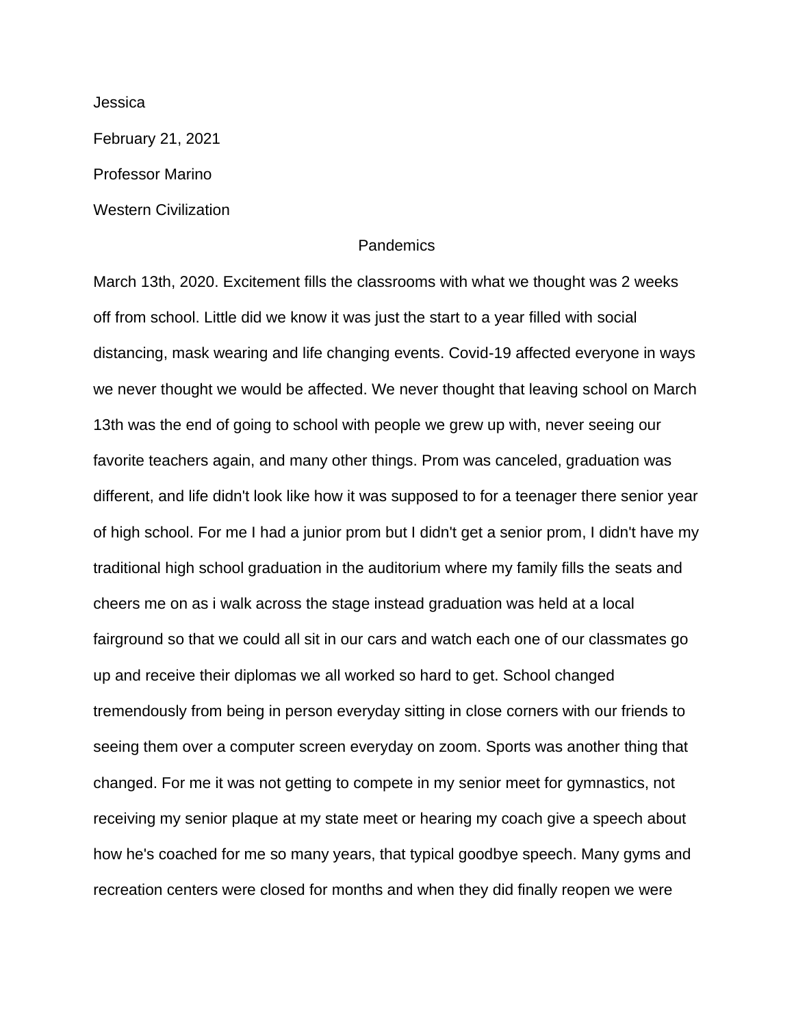Jessica

February 21, 2021

Professor Marino

Western Civilization

# Pandemics

March 13th, 2020. Excitement fills the classrooms with what we thought was 2 weeks off from school. Little did we know it was just the start to a year filled with social distancing, mask wearing and life changing events. Covid-19 affected everyone in ways we never thought we would be affected. We never thought that leaving school on March 13th was the end of going to school with people we grew up with, never seeing our favorite teachers again, and many other things. Prom was canceled, graduation was different, and life didn't look like how it was supposed to for a teenager there senior year of high school. For me I had a junior prom but I didn't get a senior prom, I didn't have my traditional high school graduation in the auditorium where my family fills the seats and cheers me on as i walk across the stage instead graduation was held at a local fairground so that we could all sit in our cars and watch each one of our classmates go up and receive their diplomas we all worked so hard to get. School changed tremendously from being in person everyday sitting in close corners with our friends to seeing them over a computer screen everyday on zoom. Sports was another thing that changed. For me it was not getting to compete in my senior meet for gymnastics, not receiving my senior plaque at my state meet or hearing my coach give a speech about how he's coached for me so many years, that typical goodbye speech. Many gyms and recreation centers were closed for months and when they did finally reopen we were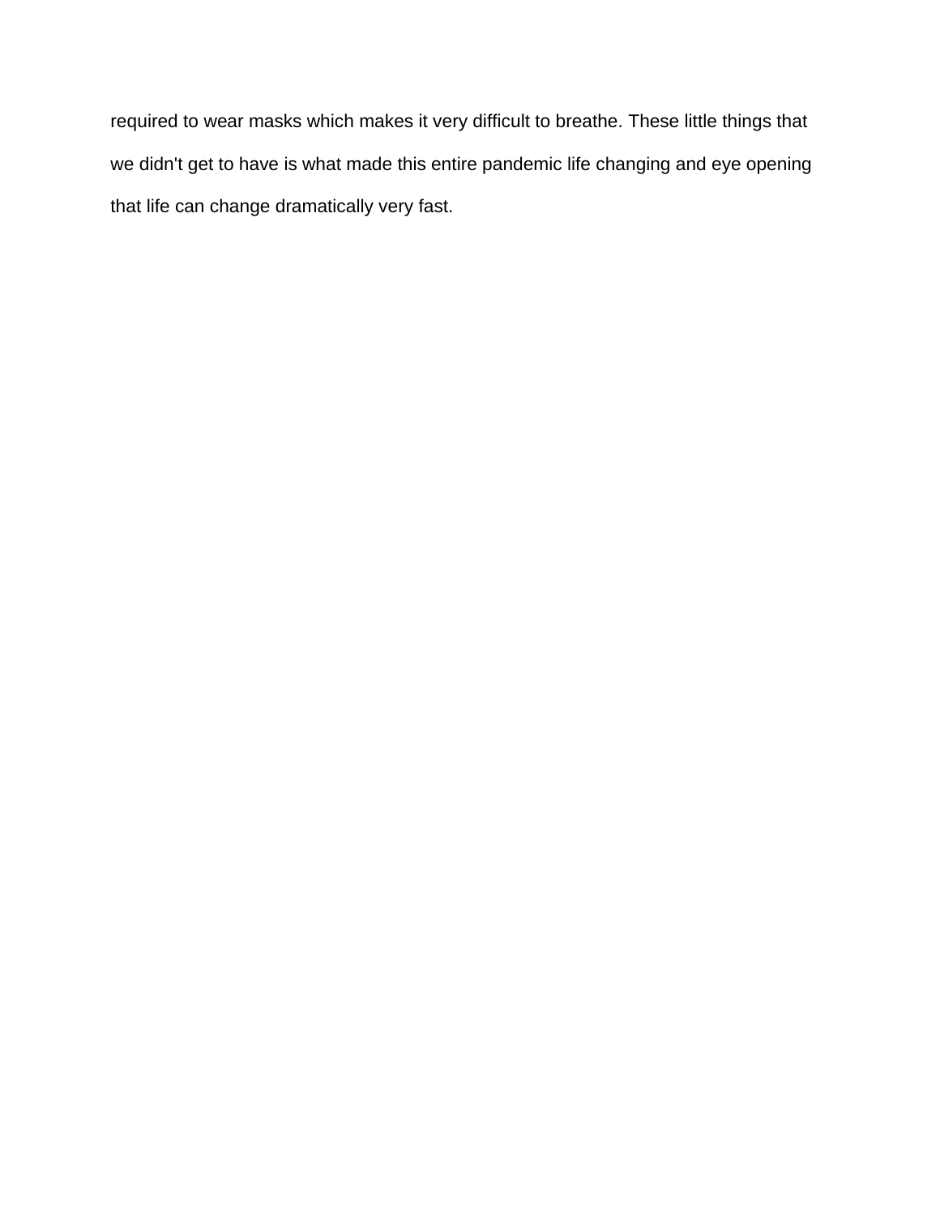required to wear masks which makes it very difficult to breathe. These little things that we didn't get to have is what made this entire pandemic life changing and eye opening that life can change dramatically very fast.